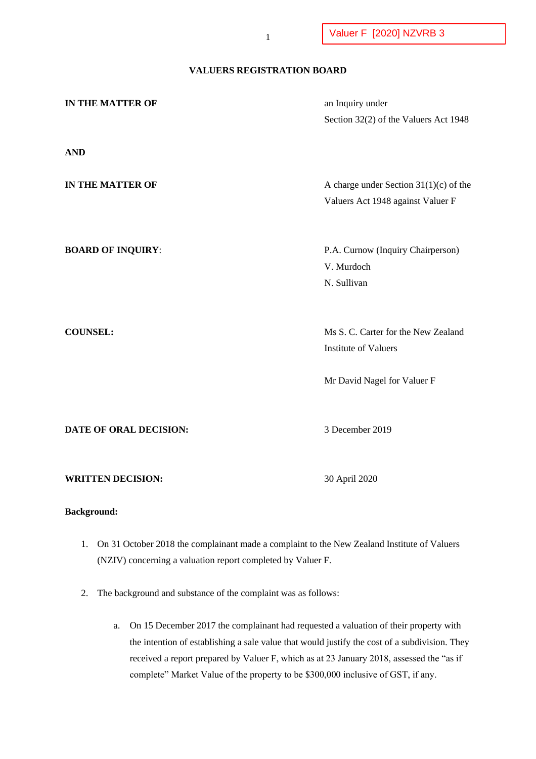Valuer F [2020] NZVRB 3

# VALUERS REGISTRATION BOARD

**IN THE MATTER OF** an Inquiry under Section 32(2) of the Valuers Act 1948

**AND**

**IN THE MATTER OF** A charge under Section 31(1)(c) of the Valuers Act 1948 against Valuer F

**BOARD OF INQUIRY**: P.A. Curnow (Inquiry Chairperson)
V. Murdoch
N. Sullivan

**COUNSEL:** Ms S. C. Carter for the New Zealand Institute of Valuers

Mr David Nagel for Valuer F

**DATE OF ORAL DECISION:** 3 December 2019

**WRITTEN DECISION:** 30 April 2020

**Background:**

1. On 31 October 2018 the complainant made a complaint to the New Zealand Institute of Valuers (NZIV) concerning a valuation report completed by Valuer F.

2. The background and substance of the complaint was as follows:

   a. On 15 December 2017 the complainant had requested a valuation of their property with the intention of establishing a sale value that would justify the cost of a subdivision. They received a report prepared by Valuer F, which as at 23 January 2018, assessed the "as if complete" Market Value of the property to be $300,000 inclusive of GST, if any.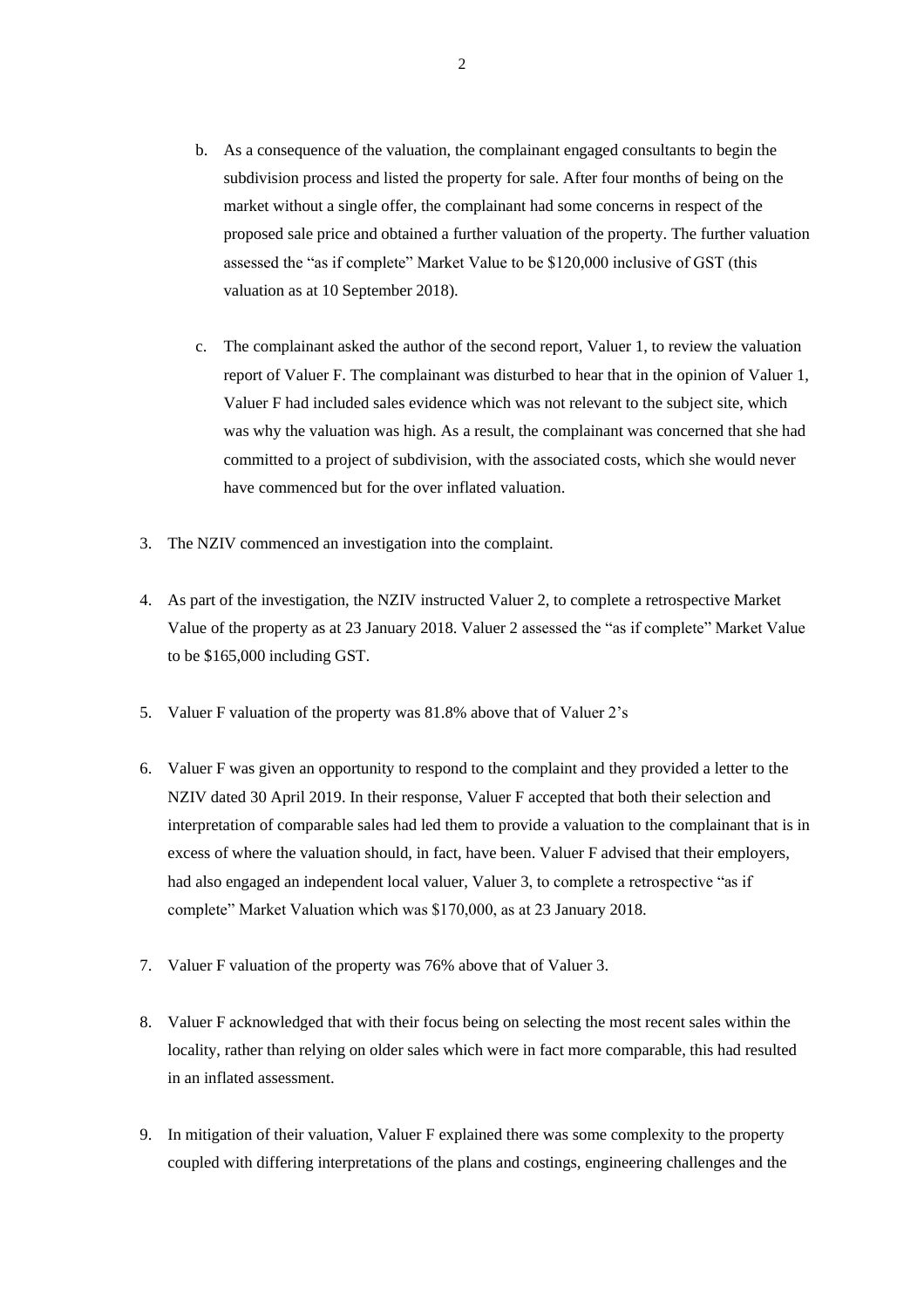b. As a consequence of the valuation, the complainant engaged consultants to begin the subdivision process and listed the property for sale. After four months of being on the market without a single offer, the complainant had some concerns in respect of the proposed sale price and obtained a further valuation of the property. The further valuation assessed the "as if complete" Market Value to be $120,000 inclusive of GST (this valuation as at 10 September 2018).

c. The complainant asked the author of the second report, Valuer 1, to review the valuation report of Valuer F. The complainant was disturbed to hear that in the opinion of Valuer 1, Valuer F had included sales evidence which was not relevant to the subject site, which was why the valuation was high. As a result, the complainant was concerned that she had committed to a project of subdivision, with the associated costs, which she would never have commenced but for the over inflated valuation.

3. The NZIV commenced an investigation into the complaint.

4. As part of the investigation, the NZIV instructed Valuer 2, to complete a retrospective Market Value of the property as at 23 January 2018. Valuer 2 assessed the "as if complete" Market Value to be $165,000 including GST.

5. Valuer F valuation of the property was 81.8% above that of Valuer 2's

6. Valuer F was given an opportunity to respond to the complaint and they provided a letter to the NZIV dated 30 April 2019. In their response, Valuer F accepted that both their selection and interpretation of comparable sales had led them to provide a valuation to the complainant that is in excess of where the valuation should, in fact, have been. Valuer F advised that their employers, had also engaged an independent local valuer, Valuer 3, to complete a retrospective "as if complete" Market Valuation which was $170,000, as at 23 January 2018.

7. Valuer F valuation of the property was 76% above that of Valuer 3.

8. Valuer F acknowledged that with their focus being on selecting the most recent sales within the locality, rather than relying on older sales which were in fact more comparable, this had resulted in an inflated assessment.

9. In mitigation of their valuation, Valuer F explained there was some complexity to the property coupled with differing interpretations of the plans and costings, engineering challenges and the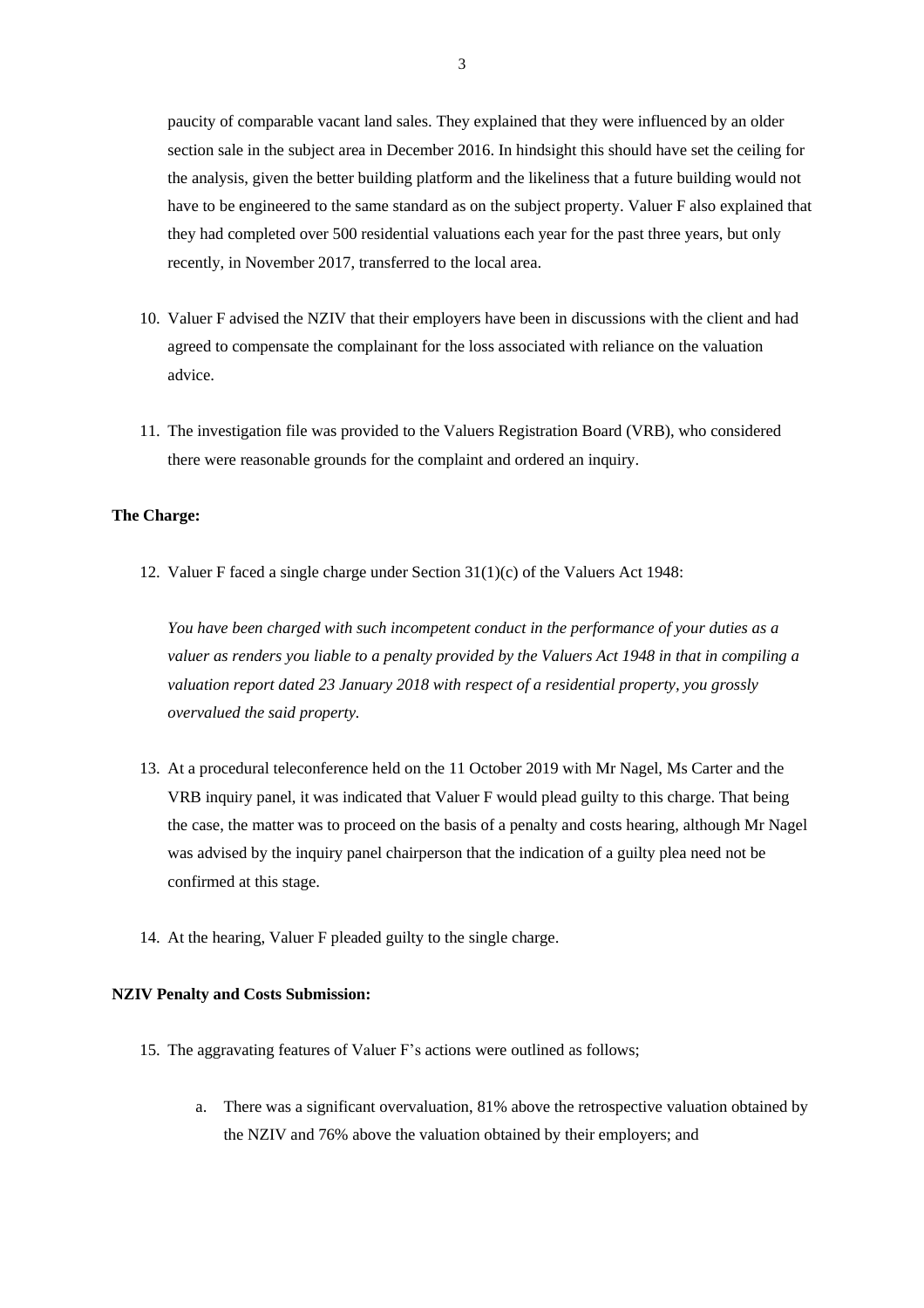paucity of comparable vacant land sales. They explained that they were influenced by an older section sale in the subject area in December 2016. In hindsight this should have set the ceiling for the analysis, given the better building platform and the likeliness that a future building would not have to be engineered to the same standard as on the subject property. Valuer F also explained that they had completed over 500 residential valuations each year for the past three years, but only recently, in November 2017, transferred to the local area.

10. Valuer F advised the NZIV that their employers have been in discussions with the client and had agreed to compensate the complainant for the loss associated with reliance on the valuation advice.

11. The investigation file was provided to the Valuers Registration Board (VRB), who considered there were reasonable grounds for the complaint and ordered an inquiry.

**The Charge:**

12. Valuer F faced a single charge under Section 31(1)(c) of the Valuers Act 1948:

    *You have been charged with such incompetent conduct in the performance of your duties as a valuer as renders you liable to a penalty provided by the Valuers Act 1948 in that in compiling a valuation report dated 23 January 2018 with respect of a residential property, you grossly overvalued the said property.*

13. At a procedural teleconference held on the 11 October 2019 with Mr Nagel, Ms Carter and the VRB inquiry panel, it was indicated that Valuer F would plead guilty to this charge. That being the case, the matter was to proceed on the basis of a penalty and costs hearing, although Mr Nagel was advised by the inquiry panel chairperson that the indication of a guilty plea need not be confirmed at this stage.

14. At the hearing, Valuer F pleaded guilty to the single charge.

**NZIV Penalty and Costs Submission:**

15. The aggravating features of Valuer F's actions were outlined as follows;

    a. There was a significant overvaluation, 81% above the retrospective valuation obtained by the NZIV and 76% above the valuation obtained by their employers; and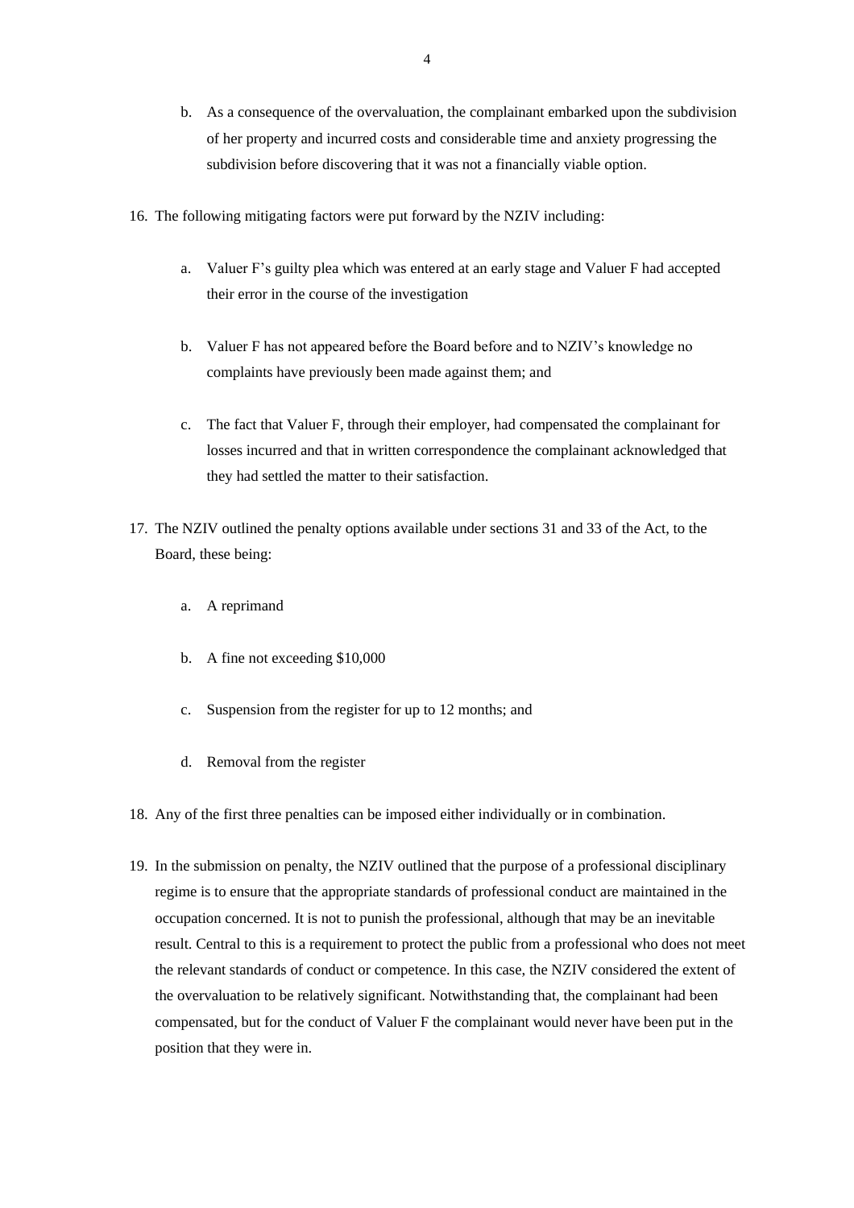b. As a consequence of the overvaluation, the complainant embarked upon the subdivision of her property and incurred costs and considerable time and anxiety progressing the subdivision before discovering that it was not a financially viable option.

16. The following mitigating factors were put forward by the NZIV including:

    a. Valuer F's guilty plea which was entered at an early stage and Valuer F had accepted their error in the course of the investigation

    b. Valuer F has not appeared before the Board before and to NZIV's knowledge no complaints have previously been made against them; and

    c. The fact that Valuer F, through their employer, had compensated the complainant for losses incurred and that in written correspondence the complainant acknowledged that they had settled the matter to their satisfaction.

17. The NZIV outlined the penalty options available under sections 31 and 33 of the Act, to the Board, these being:

    a. A reprimand

    b. A fine not exceeding $10,000

    c. Suspension from the register for up to 12 months; and

    d. Removal from the register

18. Any of the first three penalties can be imposed either individually or in combination.

19. In the submission on penalty, the NZIV outlined that the purpose of a professional disciplinary regime is to ensure that the appropriate standards of professional conduct are maintained in the occupation concerned. It is not to punish the professional, although that may be an inevitable result. Central to this is a requirement to protect the public from a professional who does not meet the relevant standards of conduct or competence. In this case, the NZIV considered the extent of the overvaluation to be relatively significant. Notwithstanding that, the complainant had been compensated, but for the conduct of Valuer F the complainant would never have been put in the position that they were in.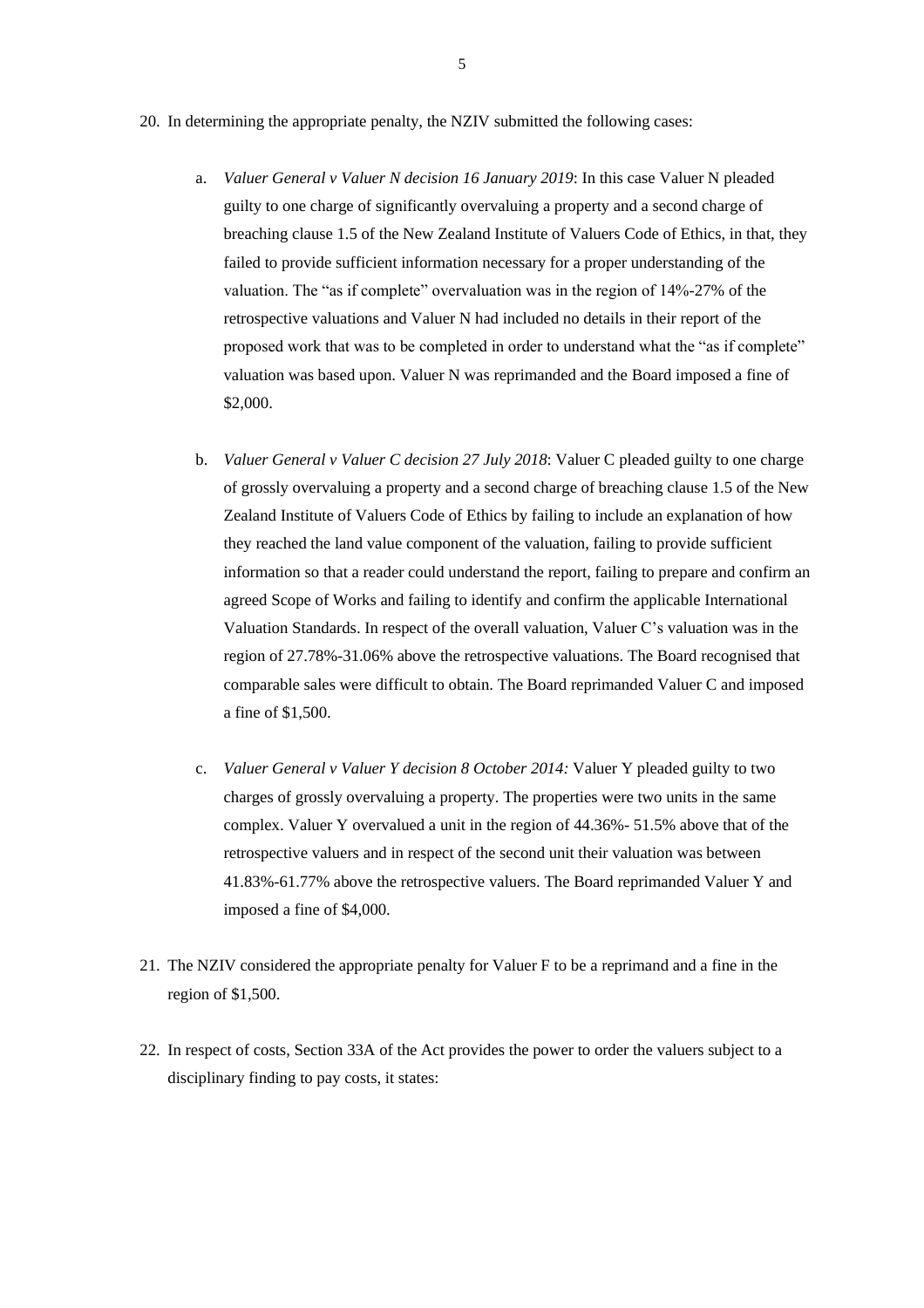20. In determining the appropriate penalty, the NZIV submitted the following cases:

    a. *Valuer General v Valuer N decision 16 January 2019*: In this case Valuer N pleaded guilty to one charge of significantly overvaluing a property and a second charge of breaching clause 1.5 of the New Zealand Institute of Valuers Code of Ethics, in that, they failed to provide sufficient information necessary for a proper understanding of the valuation. The "as if complete" overvaluation was in the region of 14%-27% of the retrospective valuations and Valuer N had included no details in their report of the proposed work that was to be completed in order to understand what the "as if complete" valuation was based upon. Valuer N was reprimanded and the Board imposed a fine of $2,000.

    b. *Valuer General v Valuer C decision 27 July 2018*: Valuer C pleaded guilty to one charge of grossly overvaluing a property and a second charge of breaching clause 1.5 of the New Zealand Institute of Valuers Code of Ethics by failing to include an explanation of how they reached the land value component of the valuation, failing to provide sufficient information so that a reader could understand the report, failing to prepare and confirm an agreed Scope of Works and failing to identify and confirm the applicable International Valuation Standards. In respect of the overall valuation, Valuer C's valuation was in the region of 27.78%-31.06% above the retrospective valuations. The Board recognised that comparable sales were difficult to obtain. The Board reprimanded Valuer C and imposed a fine of $1,500.

    c. *Valuer General v Valuer Y decision 8 October 2014:* Valuer Y pleaded guilty to two charges of grossly overvaluing a property. The properties were two units in the same complex. Valuer Y overvalued a unit in the region of 44.36%- 51.5% above that of the retrospective valuers and in respect of the second unit their valuation was between 41.83%-61.77% above the retrospective valuers. The Board reprimanded Valuer Y and imposed a fine of $4,000.

21. The NZIV considered the appropriate penalty for Valuer F to be a reprimand and a fine in the region of $1,500.

22. In respect of costs, Section 33A of the Act provides the power to order the valuers subject to a disciplinary finding to pay costs, it states: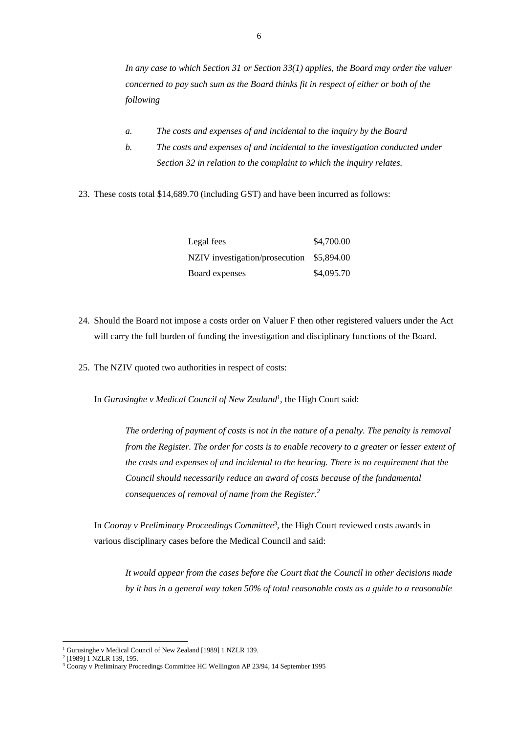*In any case to which Section 31 or Section 33(1) applies, the Board may order the valuer concerned to pay such sum as the Board thinks fit in respect of either or both of the following*

*a. The costs and expenses of and incidental to the inquiry by the Board*

*b. The costs and expenses of and incidental to the investigation conducted under Section 32 in relation to the complaint to which the inquiry relates.*

23. These costs total $14,689.70 (including GST) and have been incurred as follows:

| | |
|---|---|
| Legal fees | $4,700.00 |
| NZIV investigation/prosecution | $5,894.00 |
| Board expenses | $4,095.70 |

24. Should the Board not impose a costs order on Valuer F then other registered valuers under the Act will carry the full burden of funding the investigation and disciplinary functions of the Board.

25. The NZIV quoted two authorities in respect of costs:

In *Gurusinghe v Medical Council of New Zealand*[1], the High Court said:

> *The ordering of payment of costs is not in the nature of a penalty. The penalty is removal from the Register. The order for costs is to enable recovery to a greater or lesser extent of the costs and expenses of and incidental to the hearing. There is no requirement that the Council should necessarily reduce an award of costs because of the fundamental consequences of removal of name from the Register.*[2]

In *Cooray v Preliminary Proceedings Committee*[3], the High Court reviewed costs awards in various disciplinary cases before the Medical Council and said:

> *It would appear from the cases before the Court that the Council in other decisions made by it has in a general way taken 50% of total reasonable costs as a guide to a reasonable*

[1] Gurusinghe v Medical Council of New Zealand [1989] 1 NZLR 139.
[2] [1989] 1 NZLR 139, 195.
[3] Cooray v Preliminary Proceedings Committee HC Wellington AP 23/94, 14 September 1995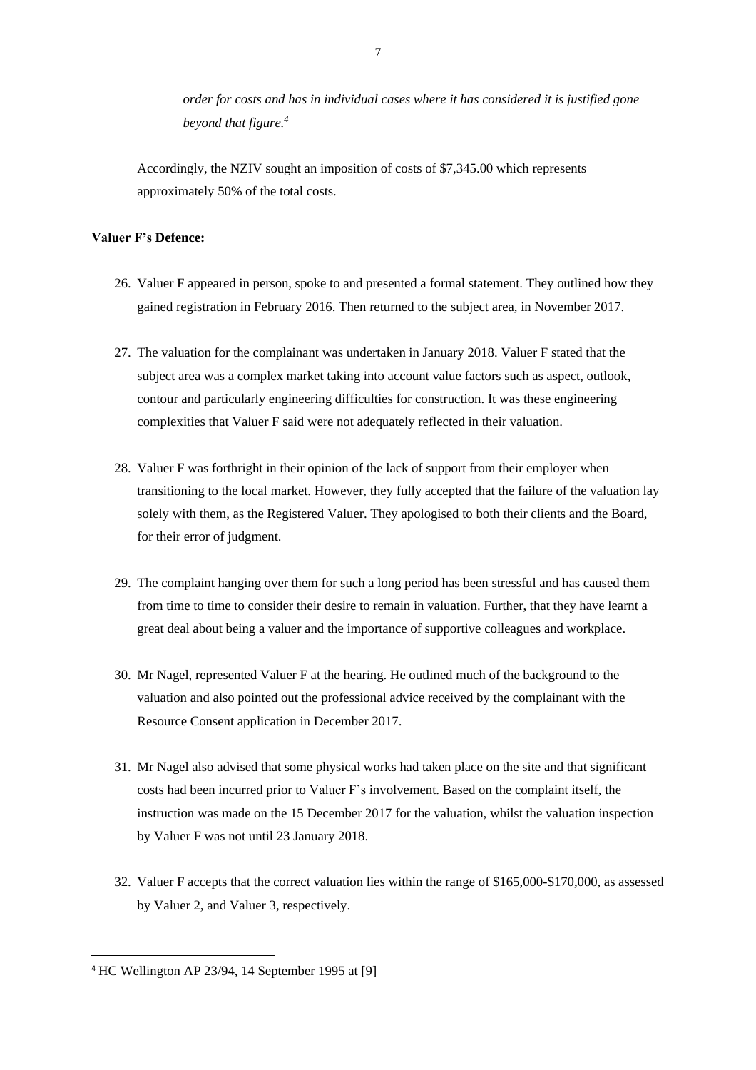*order for costs and has in individual cases where it has considered it is justified gone beyond that figure.*[4]

Accordingly, the NZIV sought an imposition of costs of $7,345.00 which represents approximately 50% of the total costs.

**Valuer F's Defence:**

26. Valuer F appeared in person, spoke to and presented a formal statement. They outlined how they gained registration in February 2016. Then returned to the subject area, in November 2017.

27. The valuation for the complainant was undertaken in January 2018. Valuer F stated that the subject area was a complex market taking into account value factors such as aspect, outlook, contour and particularly engineering difficulties for construction. It was these engineering complexities that Valuer F said were not adequately reflected in their valuation.

28. Valuer F was forthright in their opinion of the lack of support from their employer when transitioning to the local market. However, they fully accepted that the failure of the valuation lay solely with them, as the Registered Valuer. They apologised to both their clients and the Board, for their error of judgment.

29. The complaint hanging over them for such a long period has been stressful and has caused them from time to time to consider their desire to remain in valuation. Further, that they have learnt a great deal about being a valuer and the importance of supportive colleagues and workplace.

30. Mr Nagel, represented Valuer F at the hearing. He outlined much of the background to the valuation and also pointed out the professional advice received by the complainant with the Resource Consent application in December 2017.

31. Mr Nagel also advised that some physical works had taken place on the site and that significant costs had been incurred prior to Valuer F's involvement. Based on the complaint itself, the instruction was made on the 15 December 2017 for the valuation, whilst the valuation inspection by Valuer F was not until 23 January 2018.

32. Valuer F accepts that the correct valuation lies within the range of $165,000-$170,000, as assessed by Valuer 2, and Valuer 3, respectively.

---

[4] HC Wellington AP 23/94, 14 September 1995 at [9]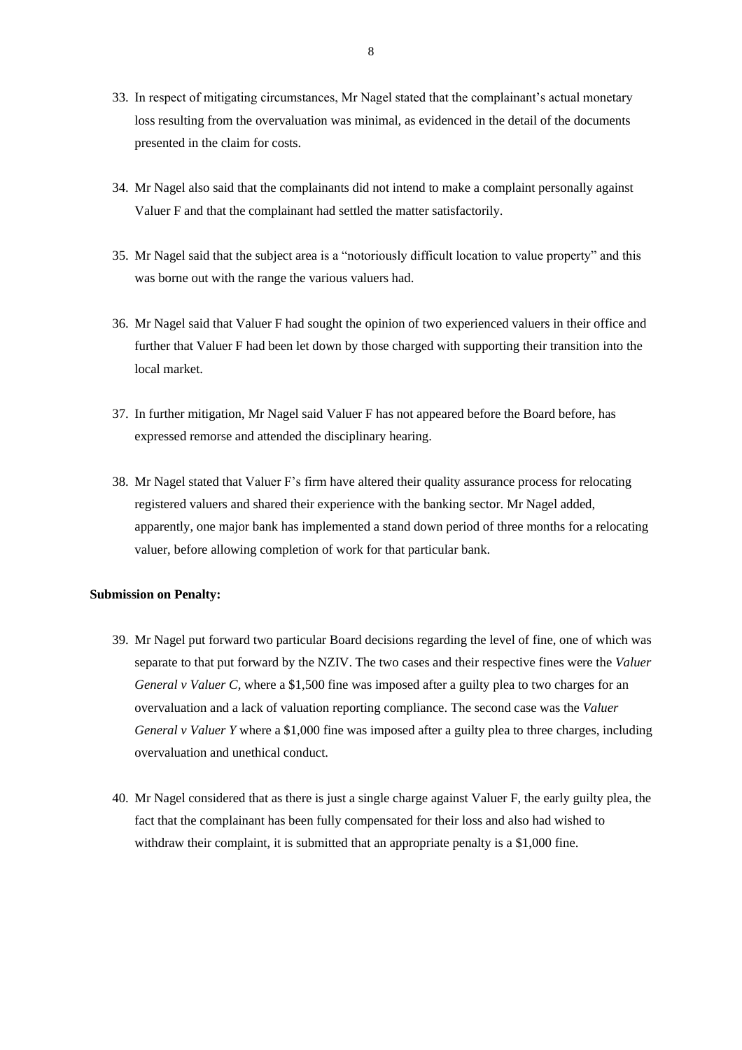33. In respect of mitigating circumstances, Mr Nagel stated that the complainant's actual monetary loss resulting from the overvaluation was minimal, as evidenced in the detail of the documents presented in the claim for costs.

34. Mr Nagel also said that the complainants did not intend to make a complaint personally against Valuer F and that the complainant had settled the matter satisfactorily.

35. Mr Nagel said that the subject area is a "notoriously difficult location to value property" and this was borne out with the range the various valuers had.

36. Mr Nagel said that Valuer F had sought the opinion of two experienced valuers in their office and further that Valuer F had been let down by those charged with supporting their transition into the local market.

37. In further mitigation, Mr Nagel said Valuer F has not appeared before the Board before, has expressed remorse and attended the disciplinary hearing.

38. Mr Nagel stated that Valuer F's firm have altered their quality assurance process for relocating registered valuers and shared their experience with the banking sector. Mr Nagel added, apparently, one major bank has implemented a stand down period of three months for a relocating valuer, before allowing completion of work for that particular bank.

**Submission on Penalty:**

39. Mr Nagel put forward two particular Board decisions regarding the level of fine, one of which was separate to that put forward by the NZIV. The two cases and their respective fines were the *Valuer General v Valuer C,* where a $1,500 fine was imposed after a guilty plea to two charges for an overvaluation and a lack of valuation reporting compliance. The second case was the *Valuer General v Valuer Y* where a $1,000 fine was imposed after a guilty plea to three charges, including overvaluation and unethical conduct.

40. Mr Nagel considered that as there is just a single charge against Valuer F, the early guilty plea, the fact that the complainant has been fully compensated for their loss and also had wished to withdraw their complaint, it is submitted that an appropriate penalty is a $1,000 fine.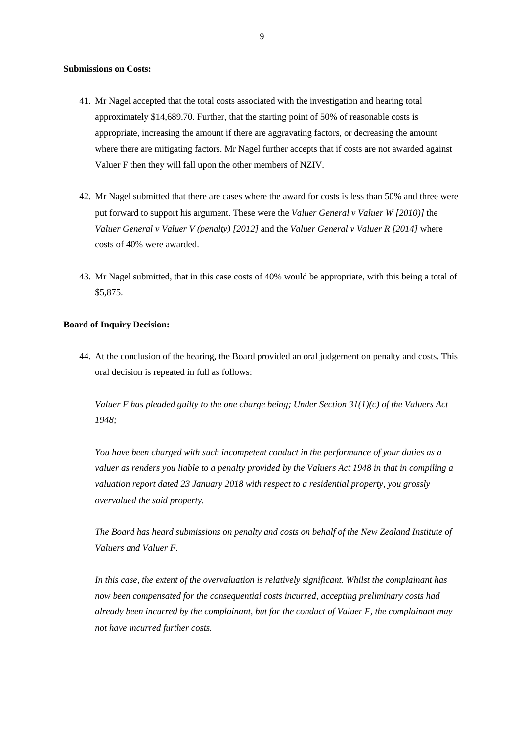**Submissions on Costs:**

41. Mr Nagel accepted that the total costs associated with the investigation and hearing total approximately $14,689.70. Further, that the starting point of 50% of reasonable costs is appropriate, increasing the amount if there are aggravating factors, or decreasing the amount where there are mitigating factors. Mr Nagel further accepts that if costs are not awarded against Valuer F then they will fall upon the other members of NZIV.

42. Mr Nagel submitted that there are cases where the award for costs is less than 50% and three were put forward to support his argument. These were the *Valuer General v Valuer W [2010)]* the *Valuer General v Valuer V (penalty) [2012]* and the *Valuer General v Valuer R [2014]* where costs of 40% were awarded.

43. Mr Nagel submitted, that in this case costs of 40% would be appropriate, with this being a total of $5,875.

**Board of Inquiry Decision:**

44. At the conclusion of the hearing, the Board provided an oral judgement on penalty and costs. This oral decision is repeated in full as follows:

    *Valuer F has pleaded guilty to the one charge being; Under Section 31(1)(c) of the Valuers Act 1948;*

    *You have been charged with such incompetent conduct in the performance of your duties as a valuer as renders you liable to a penalty provided by the Valuers Act 1948 in that in compiling a valuation report dated 23 January 2018 with respect to a residential property, you grossly overvalued the said property.*

    *The Board has heard submissions on penalty and costs on behalf of the New Zealand Institute of Valuers and Valuer F.*

    *In this case, the extent of the overvaluation is relatively significant. Whilst the complainant has now been compensated for the consequential costs incurred, accepting preliminary costs had already been incurred by the complainant, but for the conduct of Valuer F, the complainant may not have incurred further costs.*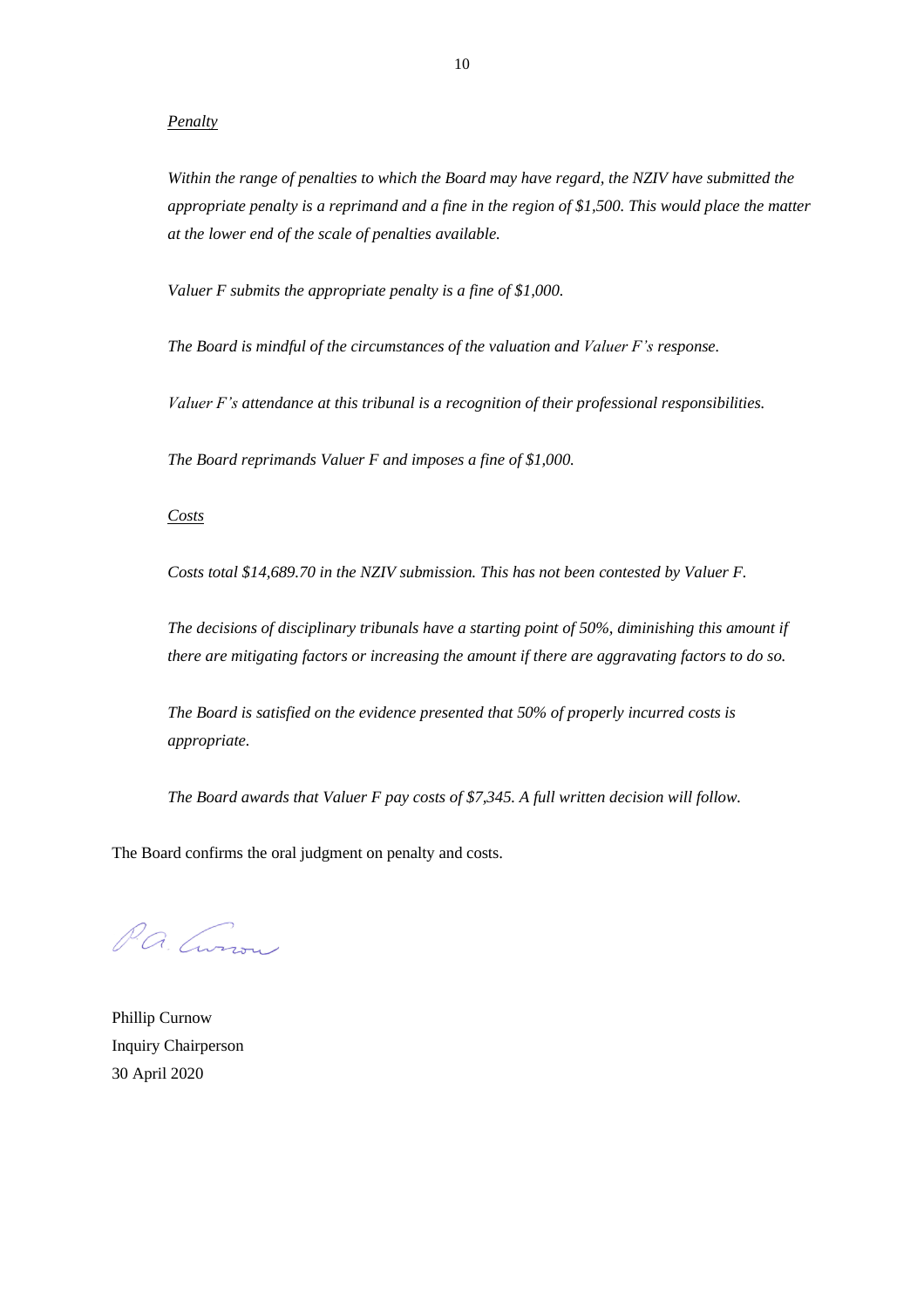*<u>Penalty</u>*

*Within the range of penalties to which the Board may have regard, the NZIV have submitted the appropriate penalty is a reprimand and a fine in the region of $1,500. This would place the matter at the lower end of the scale of penalties available.*

*Valuer F submits the appropriate penalty is a fine of $1,000.*

*The Board is mindful of the circumstances of the valuation and Valuer F's response.*

*Valuer F's attendance at this tribunal is a recognition of their professional responsibilities.*

*The Board reprimands Valuer F and imposes a fine of $1,000.*

*<u>Costs</u>*

*Costs total $14,689.70 in the NZIV submission. This has not been contested by Valuer F.*

*The decisions of disciplinary tribunals have a starting point of 50%, diminishing this amount if there are mitigating factors or increasing the amount if there are aggravating factors to do so.*

*The Board is satisfied on the evidence presented that 50% of properly incurred costs is appropriate.*

*The Board awards that Valuer F pay costs of $7,345. A full written decision will follow.*

The Board confirms the oral judgment on penalty and costs.

Phillip Curnow
Inquiry Chairperson
30 April 2020